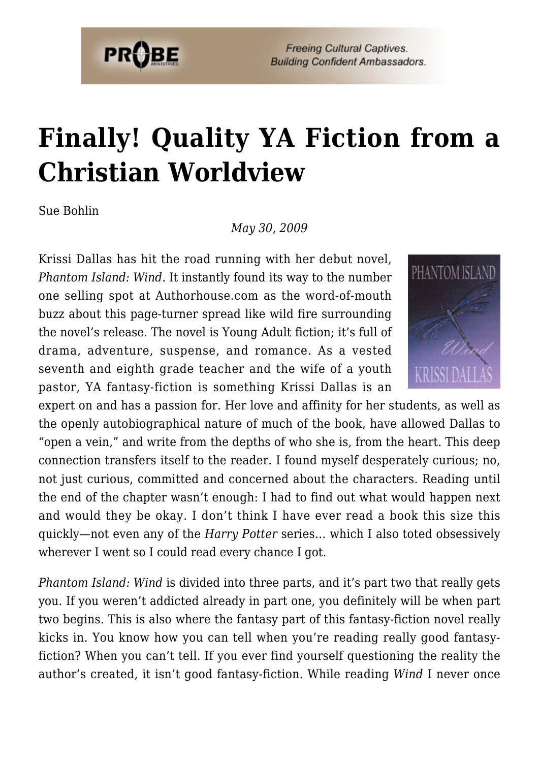# Finally! Quality YA Fiction from a Christian Worldview

Sue Bohlin

*May 30, 2009*

Krissi Dallas has hit the road running with her debut novel, *Phantom Island: Wind.* It instantly found its way to the number one selling spot at Authorhouse.com as the word-of-mouth buzz about this page-turner spread like wild fire surrounding the novel's release. The novel is Young Adult fiction; it's full of drama, adventure, suspense, and romance. As a vested seventh and eighth grade teacher and the wife of a youth pastor, YA fantasy-fiction is something Krissi Dallas is an expert on and has a passion for. Her love and affinity for her students, as well as the openly autobiographical nature of much of the book, have allowed Dallas to "open a vein," and write from the depths of who she is, from the heart. This deep connection transfers itself to the reader. I found myself desperately curious; no, not just curious, committed and concerned about the characters. Reading until the end of the chapter wasn't enough: I had to find out what would happen next and would they be okay. I don't think I have ever read a book this size this quickly—not even any of the *Harry Potter* series… which I also toted obsessively wherever I went so I could read every chance I got.

*Phantom Island: Wind* is divided into three parts, and it's part two that really gets you. If you weren't addicted already in part one, you definitely will be when part two begins. This is also where the fantasy part of this fantasy-fiction novel really kicks in. You know how you can tell when you're reading really good fantasy-fiction? When you can't tell. If you ever find yourself questioning the reality the author's created, it isn't good fantasy-fiction. While reading *Wind* I never once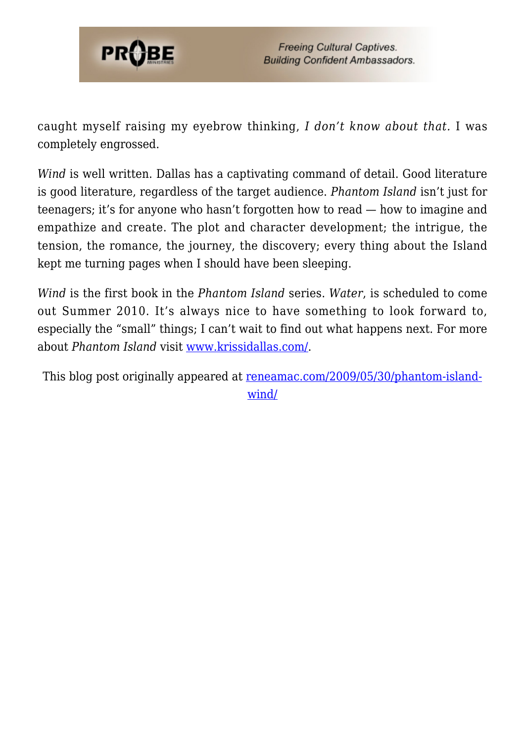caught myself raising my eyebrow thinking, *I don't know about that.* I was completely engrossed.

*Wind* is well written. Dallas has a captivating command of detail. Good literature is good literature, regardless of the target audience. *Phantom Island* isn't just for teenagers; it's for anyone who hasn't forgotten how to read — how to imagine and empathize and create. The plot and character development; the intrigue, the tension, the romance, the journey, the discovery; every thing about the Island kept me turning pages when I should have been sleeping.

*Wind* is the first book in the *Phantom Island* series. *Water*, is scheduled to come out Summer 2010. It's always nice to have something to look forward to, especially the "small" things; I can't wait to find out what happens next. For more about *Phantom Island* visit [www.krissidallas.com/](www.krissidallas.com/).

This blog post originally appeared at [reneamac.com/2009/05/30/phantom-island-wind/](reneamac.com/2009/05/30/phantom-island-wind/)